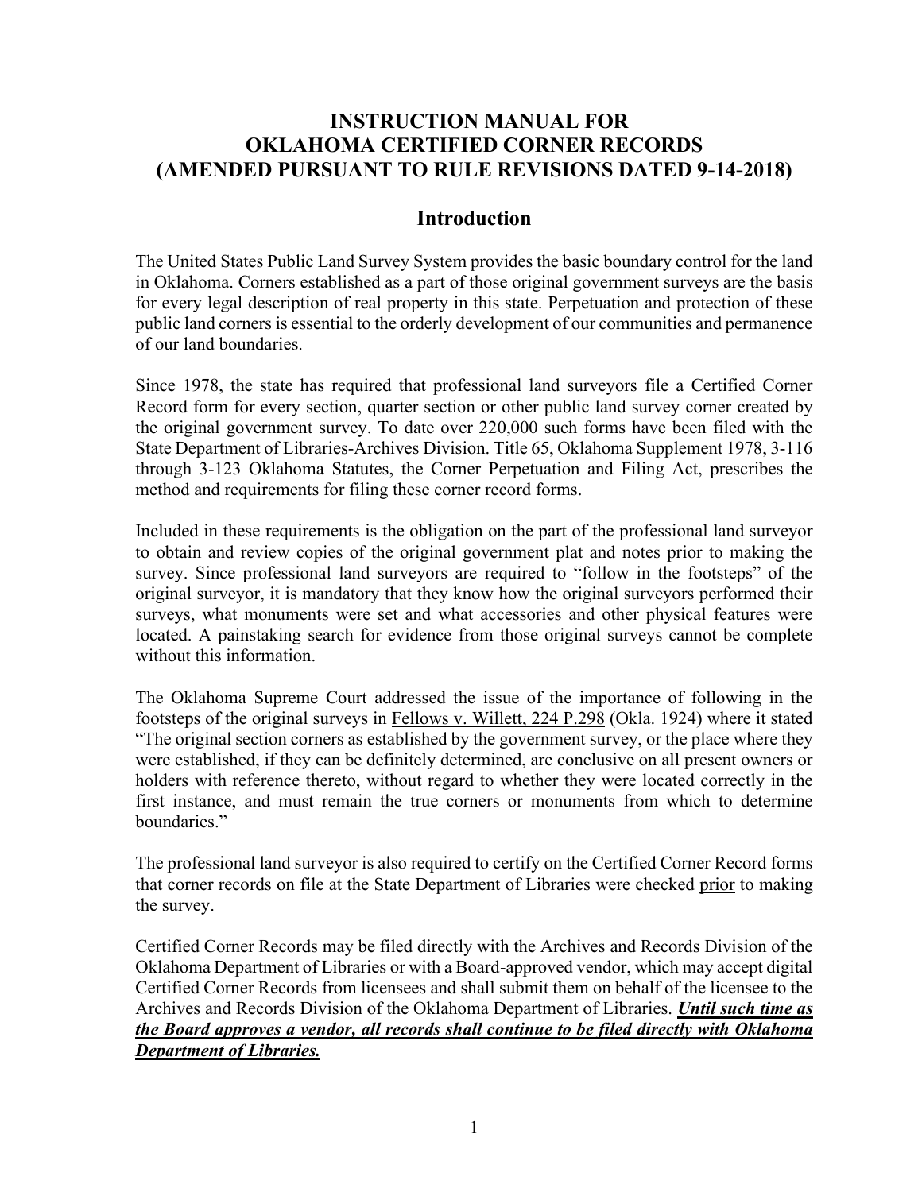# INSTRUCTION MANUAL FOR OKLAHOMA CERTIFIED CORNER RECORDS (AMENDED PURSUANT TO RULE REVISIONS DATED 9-14-2018)

## Introduction

The United States Public Land Survey System provides the basic boundary control for the land in Oklahoma. Corners established as a part of those original government surveys are the basis for every legal description of real property in this state. Perpetuation and protection of these public land corners is essential to the orderly development of our communities and permanence of our land boundaries.

Since 1978, the state has required that professional land surveyors file a Certified Corner Record form for every section, quarter section or other public land survey corner created by the original government survey. To date over 220,000 such forms have been filed with the State Department of Libraries-Archives Division. Title 65, Oklahoma Supplement 1978, 3-116 through 3-123 Oklahoma Statutes, the Corner Perpetuation and Filing Act, prescribes the method and requirements for filing these corner record forms.

Included in these requirements is the obligation on the part of the professional land surveyor to obtain and review copies of the original government plat and notes prior to making the survey. Since professional land surveyors are required to "follow in the footsteps" of the original surveyor, it is mandatory that they know how the original surveyors performed their surveys, what monuments were set and what accessories and other physical features were located. A painstaking search for evidence from those original surveys cannot be complete without this information.

The Oklahoma Supreme Court addressed the issue of the importance of following in the footsteps of the original surveys in <u>Fellows v. Willett, 224 P.298</u> (Okla. 1924) where it stated "The original section corners as established by the government survey, or the place where they were established, if they can be definitely determined, are conclusive on all present owners or holders with reference thereto, without regard to whether they were located correctly in the first instance, and must remain the true corners or monuments from which to determine boundaries."

The professional land surveyor is also required to certify on the Certified Corner Record forms that corner records on file at the State Department of Libraries were checked <u>prior</u> to making the survey.

Certified Corner Records may be filed directly with the Archives and Records Division of the Oklahoma Department of Libraries or with a Board-approved vendor, which may accept digital Certified Corner Records from licensees and shall submit them on behalf of the licensee to the Archives and Records Division of the Oklahoma Department of Libraries. ***<u>Until such time as the Board approves a vendor, all records shall continue to be filed directly with Oklahoma Department of Libraries.</u>***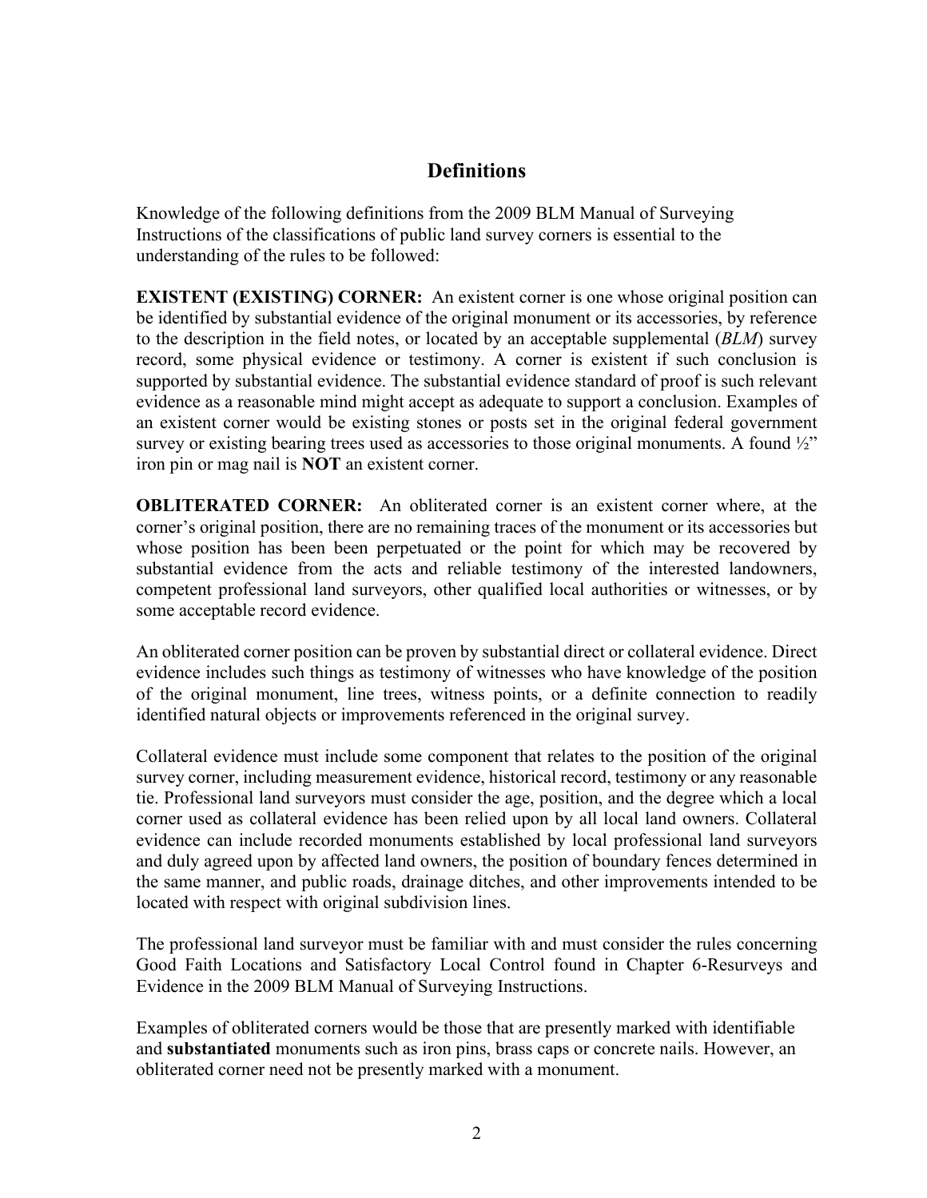## Definitions

Knowledge of the following definitions from the 2009 BLM Manual of Surveying Instructions of the classifications of public land survey corners is essential to the understanding of the rules to be followed:

**EXISTENT (EXISTING) CORNER:** An existent corner is one whose original position can be identified by substantial evidence of the original monument or its accessories, by reference to the description in the field notes, or located by an acceptable supplemental (*BLM*) survey record, some physical evidence or testimony. A corner is existent if such conclusion is supported by substantial evidence. The substantial evidence standard of proof is such relevant evidence as a reasonable mind might accept as adequate to support a conclusion. Examples of an existent corner would be existing stones or posts set in the original federal government survey or existing bearing trees used as accessories to those original monuments. A found ½" iron pin or mag nail is **NOT** an existent corner.

**OBLITERATED CORNER:** An obliterated corner is an existent corner where, at the corner's original position, there are no remaining traces of the monument or its accessories but whose position has been been perpetuated or the point for which may be recovered by substantial evidence from the acts and reliable testimony of the interested landowners, competent professional land surveyors, other qualified local authorities or witnesses, or by some acceptable record evidence.

An obliterated corner position can be proven by substantial direct or collateral evidence. Direct evidence includes such things as testimony of witnesses who have knowledge of the position of the original monument, line trees, witness points, or a definite connection to readily identified natural objects or improvements referenced in the original survey.

Collateral evidence must include some component that relates to the position of the original survey corner, including measurement evidence, historical record, testimony or any reasonable tie. Professional land surveyors must consider the age, position, and the degree which a local corner used as collateral evidence has been relied upon by all local land owners. Collateral evidence can include recorded monuments established by local professional land surveyors and duly agreed upon by affected land owners, the position of boundary fences determined in the same manner, and public roads, drainage ditches, and other improvements intended to be located with respect with original subdivision lines.

The professional land surveyor must be familiar with and must consider the rules concerning Good Faith Locations and Satisfactory Local Control found in Chapter 6-Resurveys and Evidence in the 2009 BLM Manual of Surveying Instructions.

Examples of obliterated corners would be those that are presently marked with identifiable and **substantiated** monuments such as iron pins, brass caps or concrete nails. However, an obliterated corner need not be presently marked with a monument.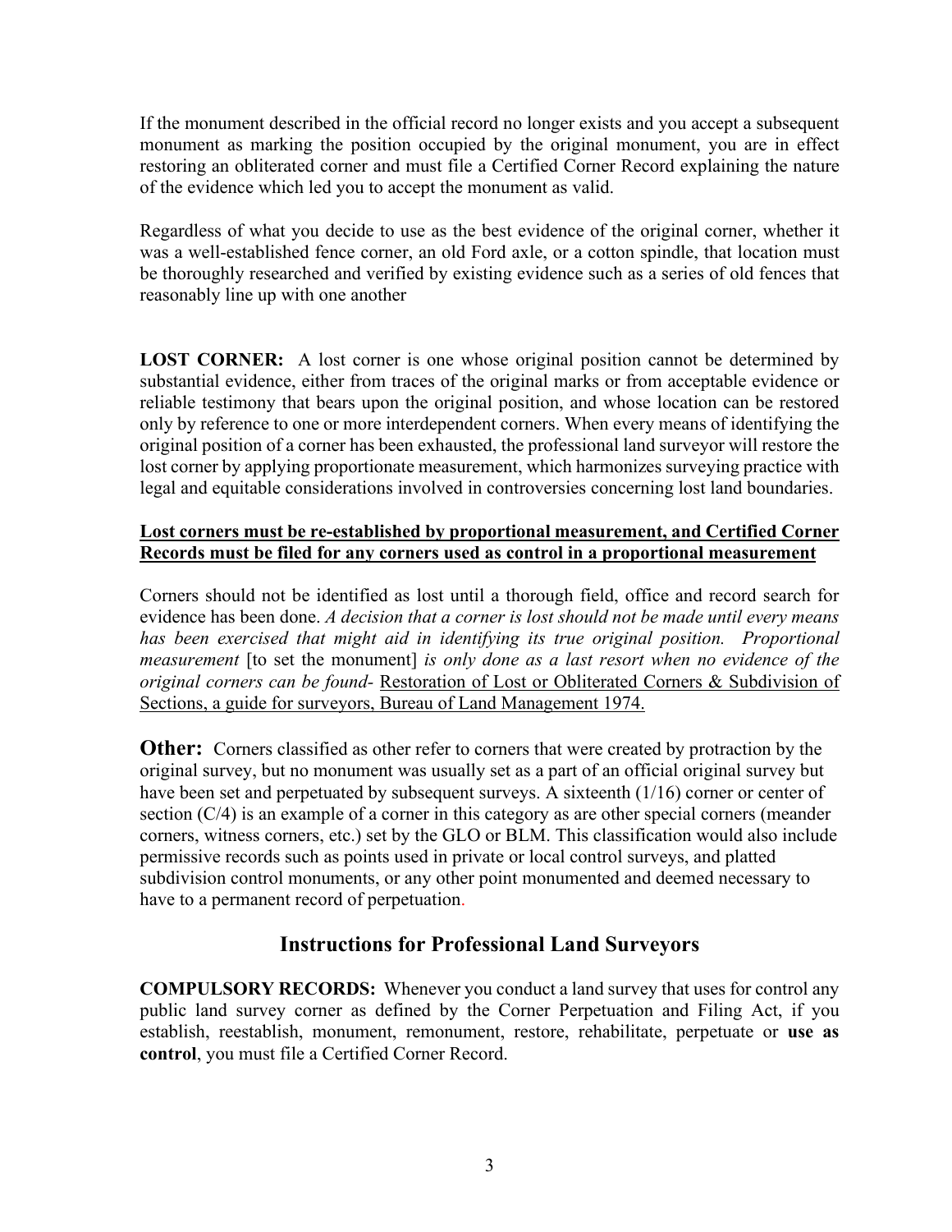If the monument described in the official record no longer exists and you accept a subsequent monument as marking the position occupied by the original monument, you are in effect restoring an obliterated corner and must file a Certified Corner Record explaining the nature of the evidence which led you to accept the monument as valid.

Regardless of what you decide to use as the best evidence of the original corner, whether it was a well-established fence corner, an old Ford axle, or a cotton spindle, that location must be thoroughly researched and verified by existing evidence such as a series of old fences that reasonably line up with one another

**LOST CORNER:** A lost corner is one whose original position cannot be determined by substantial evidence, either from traces of the original marks or from acceptable evidence or reliable testimony that bears upon the original position, and whose location can be restored only by reference to one or more interdependent corners. When every means of identifying the original position of a corner has been exhausted, the professional land surveyor will restore the lost corner by applying proportionate measurement, which harmonizes surveying practice with legal and equitable considerations involved in controversies concerning lost land boundaries.

<u>**Lost corners must be re-established by proportional measurement, and Certified Corner Records must be filed for any corners used as control in a proportional measurement**</u>

Corners should not be identified as lost until a thorough field, office and record search for evidence has been done. *A decision that a corner is lost should not be made until every means has been exercised that might aid in identifying its true original position. Proportional measurement* [to set the monument] *is only done as a last resort when no evidence of the original corners can be found-* <u>Restoration of Lost or Obliterated Corners & Subdivision of Sections, a guide for surveyors, Bureau of Land Management 1974.</u>

**Other:** Corners classified as other refer to corners that were created by protraction by the original survey, but no monument was usually set as a part of an official original survey but have been set and perpetuated by subsequent surveys. A sixteenth (1/16) corner or center of section (C/4) is an example of a corner in this category as are other special corners (meander corners, witness corners, etc.) set by the GLO or BLM. This classification would also include permissive records such as points used in private or local control surveys, and platted subdivision control monuments, or any other point monumented and deemed necessary to have to a permanent record of perpetuation.

## Instructions for Professional Land Surveyors

**COMPULSORY RECORDS:** Whenever you conduct a land survey that uses for control any public land survey corner as defined by the Corner Perpetuation and Filing Act, if you establish, reestablish, monument, remonument, restore, rehabilitate, perpetuate or **use as control**, you must file a Certified Corner Record.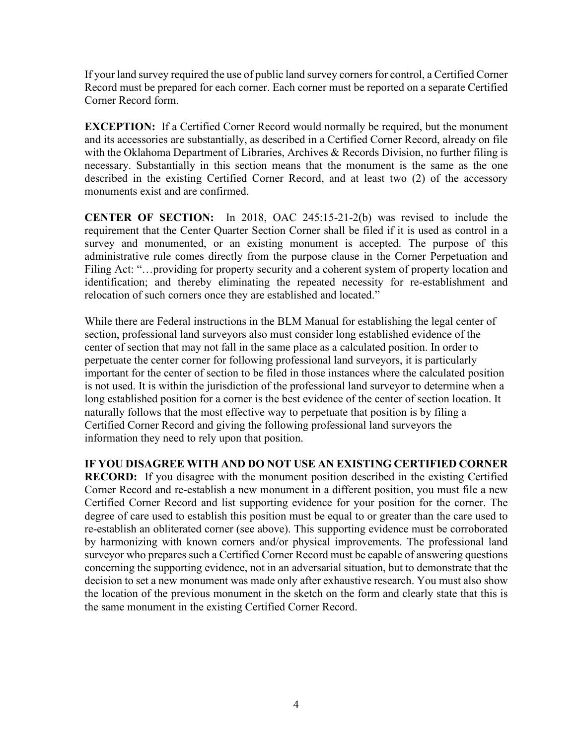If your land survey required the use of public land survey corners for control, a Certified Corner Record must be prepared for each corner. Each corner must be reported on a separate Certified Corner Record form.

**EXCEPTION:** If a Certified Corner Record would normally be required, but the monument and its accessories are substantially, as described in a Certified Corner Record, already on file with the Oklahoma Department of Libraries, Archives & Records Division, no further filing is necessary. Substantially in this section means that the monument is the same as the one described in the existing Certified Corner Record, and at least two (2) of the accessory monuments exist and are confirmed.

**CENTER OF SECTION:** In 2018, OAC 245:15-21-2(b) was revised to include the requirement that the Center Quarter Section Corner shall be filed if it is used as control in a survey and monumented, or an existing monument is accepted. The purpose of this administrative rule comes directly from the purpose clause in the Corner Perpetuation and Filing Act: "…providing for property security and a coherent system of property location and identification; and thereby eliminating the repeated necessity for re-establishment and relocation of such corners once they are established and located."

While there are Federal instructions in the BLM Manual for establishing the legal center of section, professional land surveyors also must consider long established evidence of the center of section that may not fall in the same place as a calculated position. In order to perpetuate the center corner for following professional land surveyors, it is particularly important for the center of section to be filed in those instances where the calculated position is not used. It is within the jurisdiction of the professional land surveyor to determine when a long established position for a corner is the best evidence of the center of section location. It naturally follows that the most effective way to perpetuate that position is by filing a Certified Corner Record and giving the following professional land surveyors the information they need to rely upon that position.

**IF YOU DISAGREE WITH AND DO NOT USE AN EXISTING CERTIFIED CORNER RECORD:** If you disagree with the monument position described in the existing Certified Corner Record and re-establish a new monument in a different position, you must file a new Certified Corner Record and list supporting evidence for your position for the corner. The degree of care used to establish this position must be equal to or greater than the care used to re-establish an obliterated corner (see above). This supporting evidence must be corroborated by harmonizing with known corners and/or physical improvements. The professional land surveyor who prepares such a Certified Corner Record must be capable of answering questions concerning the supporting evidence, not in an adversarial situation, but to demonstrate that the decision to set a new monument was made only after exhaustive research. You must also show the location of the previous monument in the sketch on the form and clearly state that this is the same monument in the existing Certified Corner Record.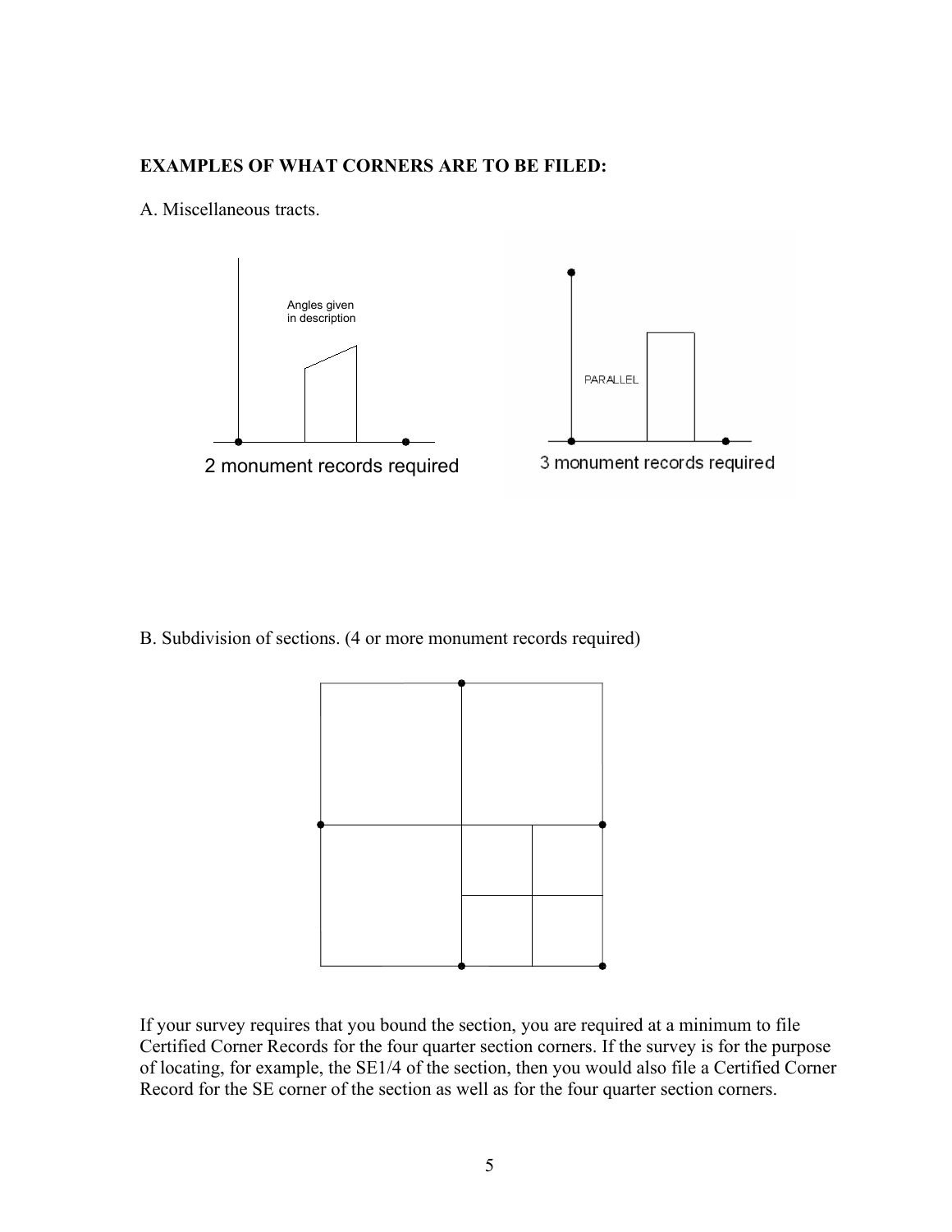**EXAMPLES OF WHAT CORNERS ARE TO BE FILED:**

A. Miscellaneous tracts.

Angles given in description

2 monument records required

PARALLEL

3 monument records required

B. Subdivision of sections. (4 or more monument records required)

If your survey requires that you bound the section, you are required at a minimum to file Certified Corner Records for the four quarter section corners. If the survey is for the purpose of locating, for example, the SE1/4 of the section, then you would also file a Certified Corner Record for the SE corner of the section as well as for the four quarter section corners.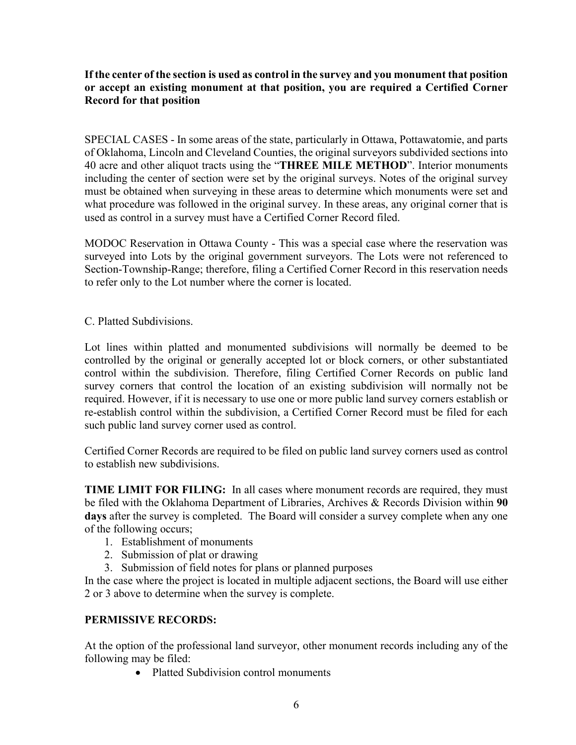**If the center of the section is used as control in the survey and you monument that position or accept an existing monument at that position, you are required a Certified Corner Record for that position**

SPECIAL CASES - In some areas of the state, particularly in Ottawa, Pottawatomie, and parts of Oklahoma, Lincoln and Cleveland Counties, the original surveyors subdivided sections into 40 acre and other aliquot tracts using the "**THREE MILE METHOD**". Interior monuments including the center of section were set by the original surveys. Notes of the original survey must be obtained when surveying in these areas to determine which monuments were set and what procedure was followed in the original survey. In these areas, any original corner that is used as control in a survey must have a Certified Corner Record filed.

MODOC Reservation in Ottawa County - This was a special case where the reservation was surveyed into Lots by the original government surveyors. The Lots were not referenced to Section-Township-Range; therefore, filing a Certified Corner Record in this reservation needs to refer only to the Lot number where the corner is located.

C. Platted Subdivisions.

Lot lines within platted and monumented subdivisions will normally be deemed to be controlled by the original or generally accepted lot or block corners, or other substantiated control within the subdivision. Therefore, filing Certified Corner Records on public land survey corners that control the location of an existing subdivision will normally not be required. However, if it is necessary to use one or more public land survey corners establish or re-establish control within the subdivision, a Certified Corner Record must be filed for each such public land survey corner used as control.

Certified Corner Records are required to be filed on public land survey corners used as control to establish new subdivisions.

**TIME LIMIT FOR FILING:** In all cases where monument records are required, they must be filed with the Oklahoma Department of Libraries, Archives & Records Division within **90 days** after the survey is completed. The Board will consider a survey complete when any one of the following occurs;

1. Establishment of monuments
2. Submission of plat or drawing
3. Submission of field notes for plans or planned purposes

In the case where the project is located in multiple adjacent sections, the Board will use either 2 or 3 above to determine when the survey is complete.

**PERMISSIVE RECORDS:**

At the option of the professional land surveyor, other monument records including any of the following may be filed:

- Platted Subdivision control monuments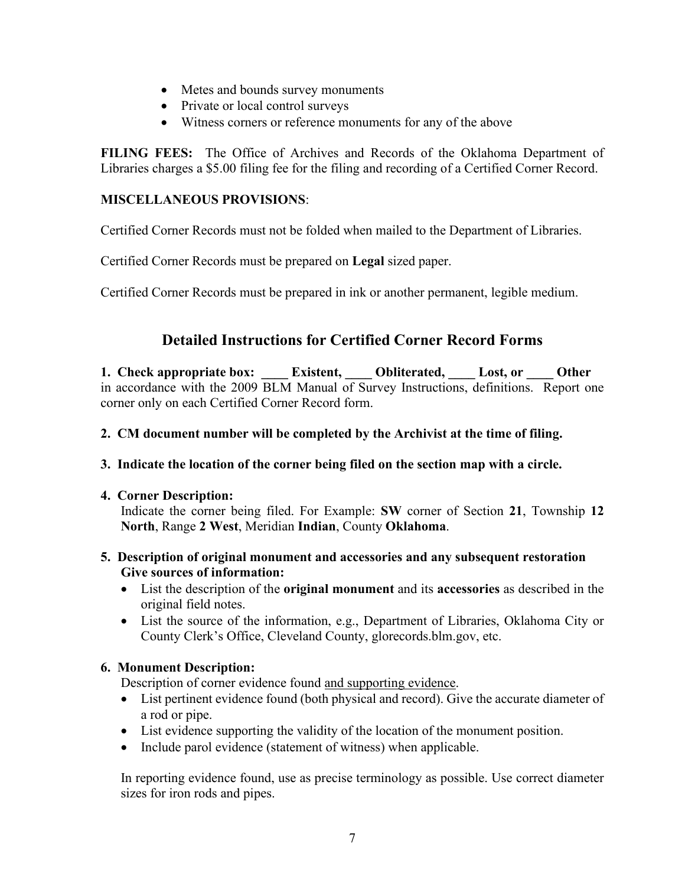- Metes and bounds survey monuments
- Private or local control surveys
- Witness corners or reference monuments for any of the above

**FILING FEES:** The Office of Archives and Records of the Oklahoma Department of Libraries charges a $5.00 filing fee for the filing and recording of a Certified Corner Record.

**MISCELLANEOUS PROVISIONS**:

Certified Corner Records must not be folded when mailed to the Department of Libraries.

Certified Corner Records must be prepared on **Legal** sized paper.

Certified Corner Records must be prepared in ink or another permanent, legible medium.

## Detailed Instructions for Certified Corner Record Forms

**1. Check appropriate box: ____ Existent, ____ Obliterated, ____ Lost, or ____ Other** in accordance with the 2009 BLM Manual of Survey Instructions, definitions. Report one corner only on each Certified Corner Record form.

**2. CM document number will be completed by the Archivist at the time of filing.**

**3. Indicate the location of the corner being filed on the section map with a circle.**

**4. Corner Description:**

Indicate the corner being filed. For Example: **SW** corner of Section **21**, Township **12 North**, Range **2 West**, Meridian **Indian**, County **Oklahoma**.

**5. Description of original monument and accessories and any subsequent restoration Give sources of information:**

- List the description of the **original monument** and its **accessories** as described in the original field notes.
- List the source of the information, e.g., Department of Libraries, Oklahoma City or County Clerk's Office, Cleveland County, glorecords.blm.gov, etc.

**6. Monument Description:**

Description of corner evidence found and supporting evidence.

- List pertinent evidence found (both physical and record). Give the accurate diameter of a rod or pipe.
- List evidence supporting the validity of the location of the monument position.
- Include parol evidence (statement of witness) when applicable.

In reporting evidence found, use as precise terminology as possible. Use correct diameter sizes for iron rods and pipes.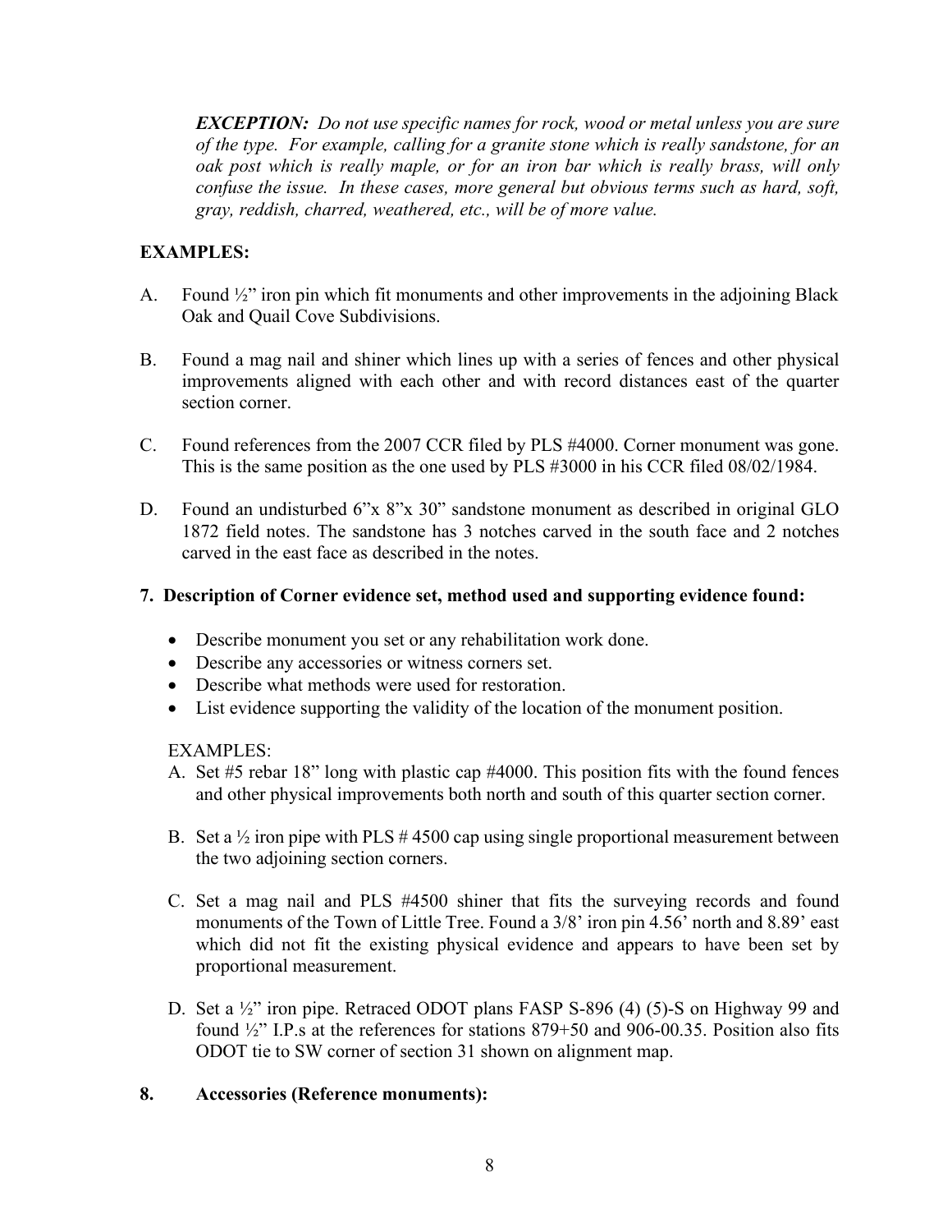***EXCEPTION:*** *Do not use specific names for rock, wood or metal unless you are sure of the type. For example, calling for a granite stone which is really sandstone, for an oak post which is really maple, or for an iron bar which is really brass, will only confuse the issue. In these cases, more general but obvious terms such as hard, soft, gray, reddish, charred, weathered, etc., will be of more value.*

**EXAMPLES:**

A. Found ½" iron pin which fit monuments and other improvements in the adjoining Black Oak and Quail Cove Subdivisions.

B. Found a mag nail and shiner which lines up with a series of fences and other physical improvements aligned with each other and with record distances east of the quarter section corner.

C. Found references from the 2007 CCR filed by PLS #4000. Corner monument was gone. This is the same position as the one used by PLS #3000 in his CCR filed 08/02/1984.

D. Found an undisturbed 6"x 8"x 30" sandstone monument as described in original GLO 1872 field notes. The sandstone has 3 notches carved in the south face and 2 notches carved in the east face as described in the notes.

**7. Description of Corner evidence set, method used and supporting evidence found:**

- Describe monument you set or any rehabilitation work done.
- Describe any accessories or witness corners set.
- Describe what methods were used for restoration.
- List evidence supporting the validity of the location of the monument position.

EXAMPLES:

A. Set #5 rebar 18" long with plastic cap #4000. This position fits with the found fences and other physical improvements both north and south of this quarter section corner.

B. Set a ½ iron pipe with PLS # 4500 cap using single proportional measurement between the two adjoining section corners.

C. Set a mag nail and PLS #4500 shiner that fits the surveying records and found monuments of the Town of Little Tree. Found a 3/8' iron pin 4.56' north and 8.89' east which did not fit the existing physical evidence and appears to have been set by proportional measurement.

D. Set a ½" iron pipe. Retraced ODOT plans FASP S-896 (4) (5)-S on Highway 99 and found ½" I.P.s at the references for stations 879+50 and 906-00.35. Position also fits ODOT tie to SW corner of section 31 shown on alignment map.

**8. Accessories (Reference monuments):**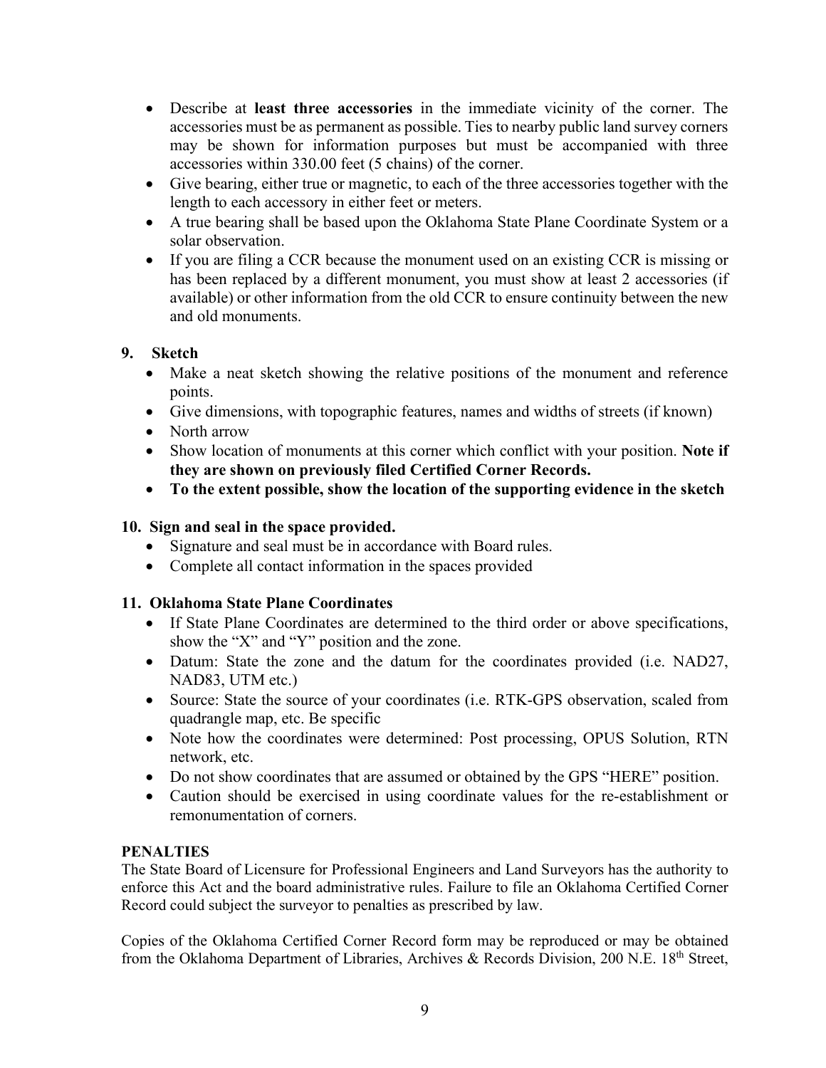- Describe at **least three accessories** in the immediate vicinity of the corner. The accessories must be as permanent as possible. Ties to nearby public land survey corners may be shown for information purposes but must be accompanied with three accessories within 330.00 feet (5 chains) of the corner.
- Give bearing, either true or magnetic, to each of the three accessories together with the length to each accessory in either feet or meters.
- A true bearing shall be based upon the Oklahoma State Plane Coordinate System or a solar observation.
- If you are filing a CCR because the monument used on an existing CCR is missing or has been replaced by a different monument, you must show at least 2 accessories (if available) or other information from the old CCR to ensure continuity between the new and old monuments.

**9. Sketch**

- Make a neat sketch showing the relative positions of the monument and reference points.
- Give dimensions, with topographic features, names and widths of streets (if known)
- North arrow
- Show location of monuments at this corner which conflict with your position. **Note if they are shown on previously filed Certified Corner Records.**
- **To the extent possible, show the location of the supporting evidence in the sketch**

**10. Sign and seal in the space provided.**

- Signature and seal must be in accordance with Board rules.
- Complete all contact information in the spaces provided

**11. Oklahoma State Plane Coordinates**

- If State Plane Coordinates are determined to the third order or above specifications, show the "X" and "Y" position and the zone.
- Datum: State the zone and the datum for the coordinates provided (i.e. NAD27, NAD83, UTM etc.)
- Source: State the source of your coordinates (i.e. RTK-GPS observation, scaled from quadrangle map, etc. Be specific
- Note how the coordinates were determined: Post processing, OPUS Solution, RTN network, etc.
- Do not show coordinates that are assumed or obtained by the GPS "HERE" position.
- Caution should be exercised in using coordinate values for the re-establishment or remonumentation of corners.

**PENALTIES**

The State Board of Licensure for Professional Engineers and Land Surveyors has the authority to enforce this Act and the board administrative rules. Failure to file an Oklahoma Certified Corner Record could subject the surveyor to penalties as prescribed by law.

Copies of the Oklahoma Certified Corner Record form may be reproduced or may be obtained from the Oklahoma Department of Libraries, Archives & Records Division, 200 N.E. 18th Street,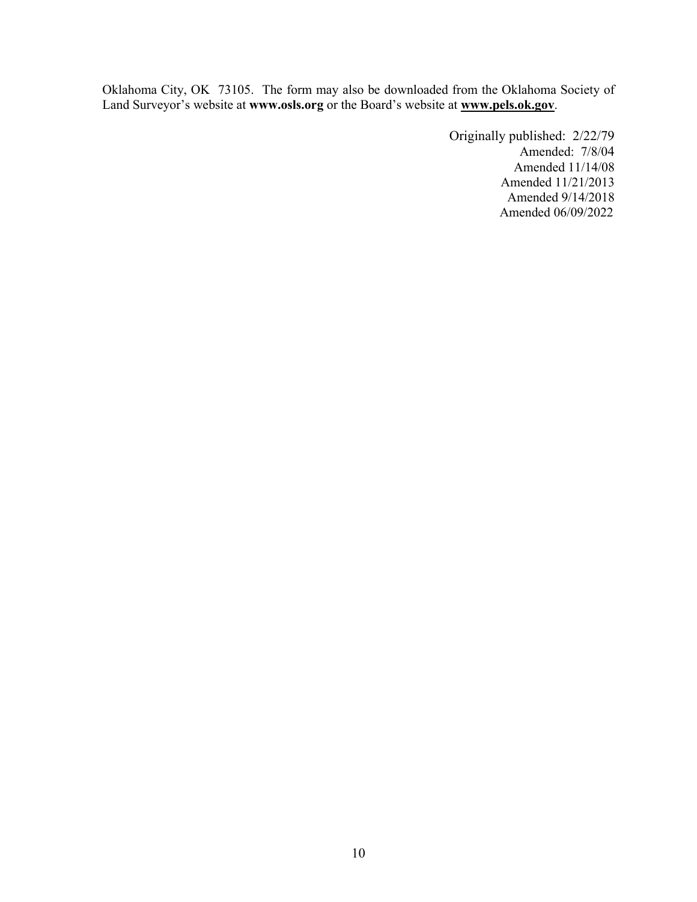Oklahoma City, OK 73105. The form may also be downloaded from the Oklahoma Society of Land Surveyor's website at **www.osls.org** or the Board's website at **www.pels.ok.gov**.

Originally published: 2/22/79
Amended: 7/8/04
Amended 11/14/08
Amended 11/21/2013
Amended 9/14/2018
Amended 06/09/2022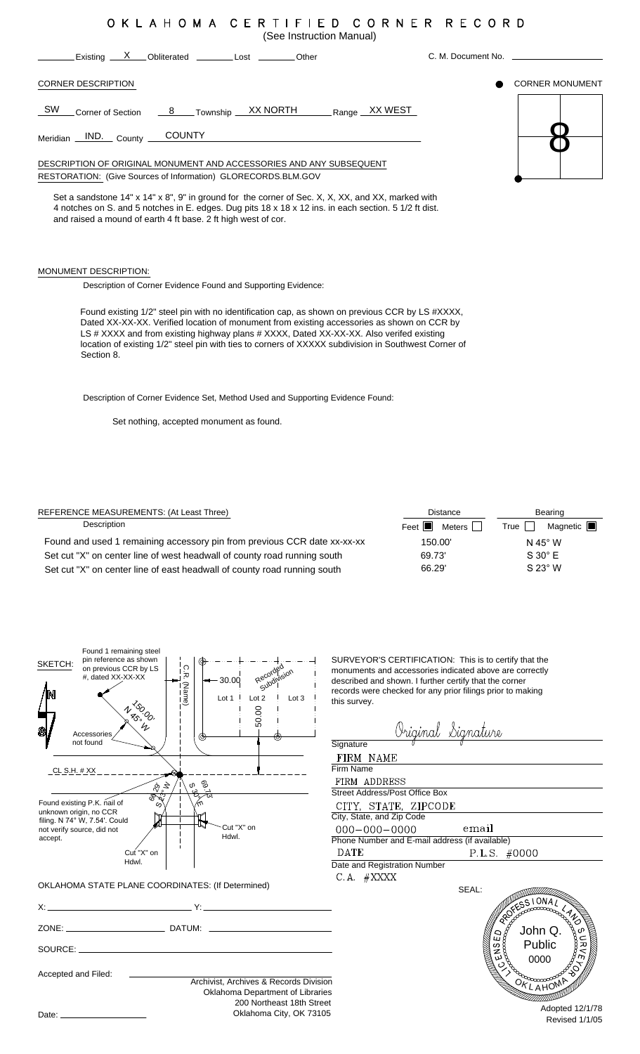# OKLAHOMA CERTIFIED CORNER RECORD

(See Instruction Manual)

_____ Existing __X__ Obliterated _____ Lost _____ Other

C. M. Document No. __________

CORNER DESCRIPTION

CORNER MONUMENT

__SW__ Corner of Section __8__ Township __XX NORTH__ Range __XX WEST__

Meridian __IND.__ County __COUNTY__

DESCRIPTION OF ORIGINAL MONUMENT AND ACCESSORIES AND ANY SUBSEQUENT RESTORATION: (Give Sources of Information) GLORECORDS.BLM.GOV

Set a sandstone 14" x 14" x 8", 9" in ground for the corner of Sec. X, X, XX, and XX, marked with 4 notches on S. and 5 notches in E. edges. Dug pits 18 x 18 x 12 ins. in each section. 5 1/2 ft dist. and raised a mound of earth 4 ft base. 2 ft high west of cor.

MONUMENT DESCRIPTION:

Description of Corner Evidence Found and Supporting Evidence:

Found existing 1/2" steel pin with no identification cap, as shown on previous CCR by LS #XXXX, Dated XX-XX-XX. Verified location of monument from existing accessories as shown on CCR by LS # XXXX and from existing highway plans # XXXX, Dated XX-XX-XX. Also verifed existing location of existing 1/2" steel pin with ties to corners of XXXXX subdivision in Southwest Corner of Section 8.

Description of Corner Evidence Set, Method Used and Supporting Evidence Found:

Set nothing, accepted monument as found.

REFERENCE MEASUREMENTS: (At Least Three)

| Description | Distance (Feet ■ Meters □) | Bearing (True □ Magnetic ■) |
|---|---|---|
| Found and used 1 remaining accessory pin from previous CCR date xx-xx-xx | 150.00' | N 45° W |
| Set cut "X" on center line of west headwall of county road running south | 69.73' | S 30° E |
| Set cut "X" on center line of east headwall of county road running south | 66.29' | S 23° W |

SKETCH:

Found 1 remaining steel pin reference as shown on previous CCR by LS #, dated XX-XX-XX

N 45° W 150.00'

Accessories not found

C.R. (Name)

30.00

Recorded Subdivision

Lot 1 Lot 2 Lot 3

50.00

CL S.H. # XX

S 23° W 66.29

S 30° E 69.73

Found existing P.K. nail of unknown origin, no CCR filing. N 74° W, 7.54'. Could not verify source, did not accept.

Cut "X" on Hdwl.

Cut "X" on Hdwl.

SURVEYOR'S CERTIFICATION: This is to certify that the monuments and accessories indicated above are correctly described and shown. I further certify that the corner records were checked for any prior filings prior to making this survey.

Signature: Original Signature

Firm Name: FIRM NAME

Street Address/Post Office Box: FIRM ADDRESS

City, State, and Zip Code: CITY, STATE, ZIPCODE

Phone Number and E-mail address (if available): 000-000-0000 email

Date and Registration Number: DATE P.L.S. #0000

C.A. #XXXX

SEAL: PROFESSIONAL LAND SURVEYOR — John Q. Public 0000 — LICENSED — OKLAHOMA

OKLAHOMA STATE PLANE COORDINATES: (If Determined)

X: __________ Y: __________

ZONE: __________ DATUM: __________

SOURCE: __________

Accepted and Filed: __________

Archivist, Archives & Records Division
Oklahoma Department of Libraries
200 Northeast 18th Street
Oklahoma City, OK 73105

Date: __________

Adopted 12/1/78
Revised 1/1/05